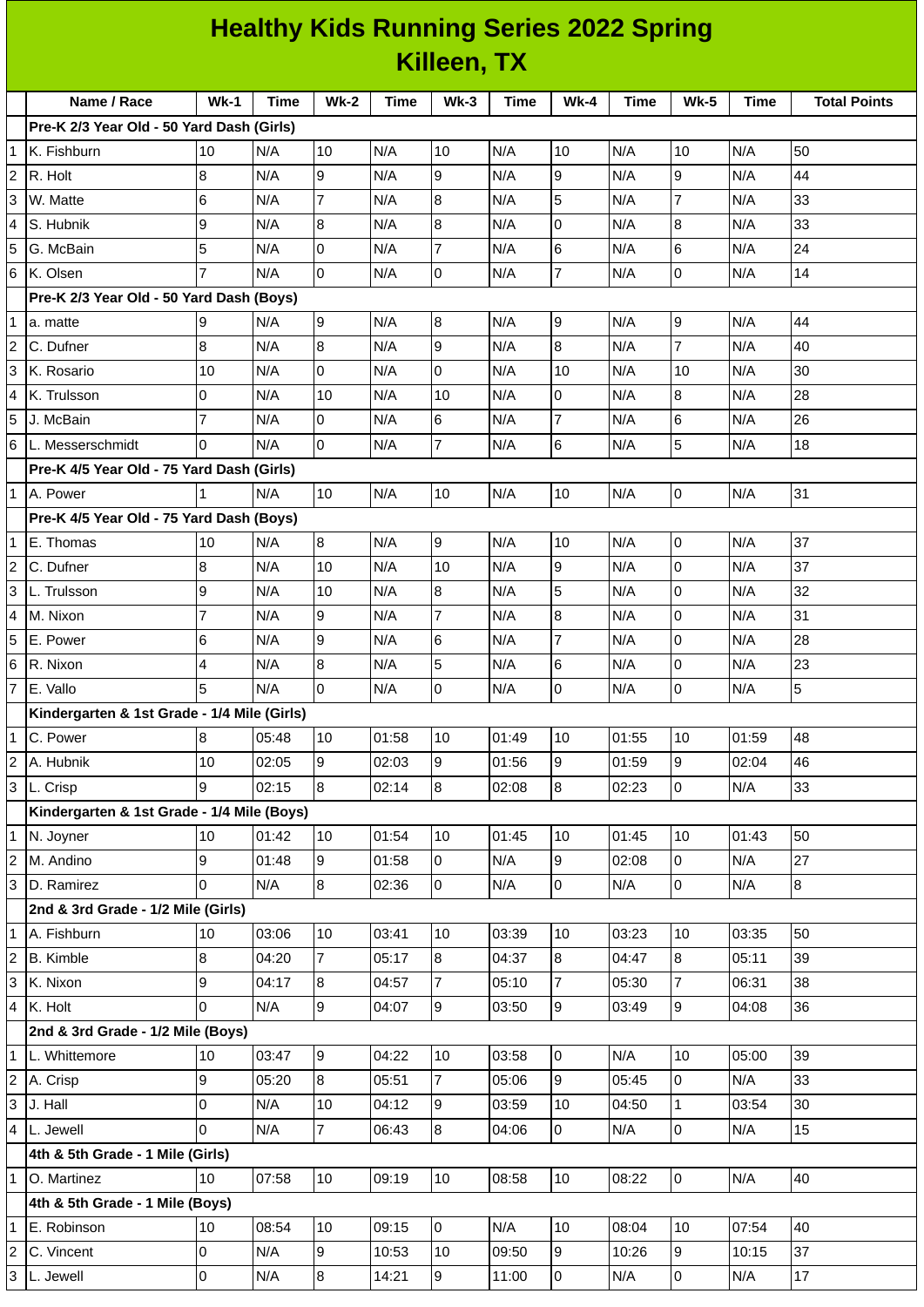# Healthy Kids Running Series 2022 Spring
## Killeen, TX

| | Name / Race | Wk-1 | Time | Wk-2 | Time | Wk-3 | Time | Wk-4 | Time | Wk-5 | Time | Total Points |
|---|---|---|---|---|---|---|---|---|---|---|---|---|
| | **Pre-K 2/3 Year Old - 50 Yard Dash (Girls)** | | | | | | | | | | | |
| 1 | K. Fishburn | 10 | N/A | 10 | N/A | 10 | N/A | 10 | N/A | 10 | N/A | 50 |
| 2 | R. Holt | 8 | N/A | 9 | N/A | 9 | N/A | 9 | N/A | 9 | N/A | 44 |
| 3 | W. Matte | 6 | N/A | 7 | N/A | 8 | N/A | 5 | N/A | 7 | N/A | 33 |
| 4 | S. Hubnik | 9 | N/A | 8 | N/A | 8 | N/A | 0 | N/A | 8 | N/A | 33 |
| 5 | G. McBain | 5 | N/A | 0 | N/A | 7 | N/A | 6 | N/A | 6 | N/A | 24 |
| 6 | K. Olsen | 7 | N/A | 0 | N/A | 0 | N/A | 7 | N/A | 0 | N/A | 14 |
| | **Pre-K 2/3 Year Old - 50 Yard Dash (Boys)** | | | | | | | | | | | |
| 1 | a. matte | 9 | N/A | 9 | N/A | 8 | N/A | 9 | N/A | 9 | N/A | 44 |
| 2 | C. Dufner | 8 | N/A | 8 | N/A | 9 | N/A | 8 | N/A | 7 | N/A | 40 |
| 3 | K. Rosario | 10 | N/A | 0 | N/A | 0 | N/A | 10 | N/A | 10 | N/A | 30 |
| 4 | K. Trulsson | 0 | N/A | 10 | N/A | 10 | N/A | 0 | N/A | 8 | N/A | 28 |
| 5 | J. McBain | 7 | N/A | 0 | N/A | 6 | N/A | 7 | N/A | 6 | N/A | 26 |
| 6 | L. Messerschmidt | 0 | N/A | 0 | N/A | 7 | N/A | 6 | N/A | 5 | N/A | 18 |
| | **Pre-K 4/5 Year Old - 75 Yard Dash (Girls)** | | | | | | | | | | | |
| 1 | A. Power | 1 | N/A | 10 | N/A | 10 | N/A | 10 | N/A | 0 | N/A | 31 |
| | **Pre-K 4/5 Year Old - 75 Yard Dash (Boys)** | | | | | | | | | | | |
| 1 | E. Thomas | 10 | N/A | 8 | N/A | 9 | N/A | 10 | N/A | 0 | N/A | 37 |
| 2 | C. Dufner | 8 | N/A | 10 | N/A | 10 | N/A | 9 | N/A | 0 | N/A | 37 |
| 3 | L. Trulsson | 9 | N/A | 10 | N/A | 8 | N/A | 5 | N/A | 0 | N/A | 32 |
| 4 | M. Nixon | 7 | N/A | 9 | N/A | 7 | N/A | 8 | N/A | 0 | N/A | 31 |
| 5 | E. Power | 6 | N/A | 9 | N/A | 6 | N/A | 7 | N/A | 0 | N/A | 28 |
| 6 | R. Nixon | 4 | N/A | 8 | N/A | 5 | N/A | 6 | N/A | 0 | N/A | 23 |
| 7 | E. Vallo | 5 | N/A | 0 | N/A | 0 | N/A | 0 | N/A | 0 | N/A | 5 |
| | **Kindergarten & 1st Grade - 1/4 Mile (Girls)** | | | | | | | | | | | |
| 1 | C. Power | 8 | 05:48 | 10 | 01:58 | 10 | 01:49 | 10 | 01:55 | 10 | 01:59 | 48 |
| 2 | A. Hubnik | 10 | 02:05 | 9 | 02:03 | 9 | 01:56 | 9 | 01:59 | 9 | 02:04 | 46 |
| 3 | L. Crisp | 9 | 02:15 | 8 | 02:14 | 8 | 02:08 | 8 | 02:23 | 0 | N/A | 33 |
| | **Kindergarten & 1st Grade - 1/4 Mile (Boys)** | | | | | | | | | | | |
| 1 | N. Joyner | 10 | 01:42 | 10 | 01:54 | 10 | 01:45 | 10 | 01:45 | 10 | 01:43 | 50 |
| 2 | M. Andino | 9 | 01:48 | 9 | 01:58 | 0 | N/A | 9 | 02:08 | 0 | N/A | 27 |
| 3 | D. Ramirez | 0 | N/A | 8 | 02:36 | 0 | N/A | 0 | N/A | 0 | N/A | 8 |
| | **2nd & 3rd Grade - 1/2 Mile (Girls)** | | | | | | | | | | | |
| 1 | A. Fishburn | 10 | 03:06 | 10 | 03:41 | 10 | 03:39 | 10 | 03:23 | 10 | 03:35 | 50 |
| 2 | B. Kimble | 8 | 04:20 | 7 | 05:17 | 8 | 04:37 | 8 | 04:47 | 8 | 05:11 | 39 |
| 3 | K. Nixon | 9 | 04:17 | 8 | 04:57 | 7 | 05:10 | 7 | 05:30 | 7 | 06:31 | 38 |
| 4 | K. Holt | 0 | N/A | 9 | 04:07 | 9 | 03:50 | 9 | 03:49 | 9 | 04:08 | 36 |
| | **2nd & 3rd Grade - 1/2 Mile (Boys)** | | | | | | | | | | | |
| 1 | L. Whittemore | 10 | 03:47 | 9 | 04:22 | 10 | 03:58 | 0 | N/A | 10 | 05:00 | 39 |
| 2 | A. Crisp | 9 | 05:20 | 8 | 05:51 | 7 | 05:06 | 9 | 05:45 | 0 | N/A | 33 |
| 3 | J. Hall | 0 | N/A | 10 | 04:12 | 9 | 03:59 | 10 | 04:50 | 1 | 03:54 | 30 |
| 4 | L. Jewell | 0 | N/A | 7 | 06:43 | 8 | 04:06 | 0 | N/A | 0 | N/A | 15 |
| | **4th & 5th Grade - 1 Mile (Girls)** | | | | | | | | | | | |
| 1 | O. Martinez | 10 | 07:58 | 10 | 09:19 | 10 | 08:58 | 10 | 08:22 | 0 | N/A | 40 |
| | **4th & 5th Grade - 1 Mile (Boys)** | | | | | | | | | | | |
| 1 | E. Robinson | 10 | 08:54 | 10 | 09:15 | 0 | N/A | 10 | 08:04 | 10 | 07:54 | 40 |
| 2 | C. Vincent | 0 | N/A | 9 | 10:53 | 10 | 09:50 | 9 | 10:26 | 9 | 10:15 | 37 |
| 3 | L. Jewell | 0 | N/A | 8 | 14:21 | 9 | 11:00 | 0 | N/A | 0 | N/A | 17 |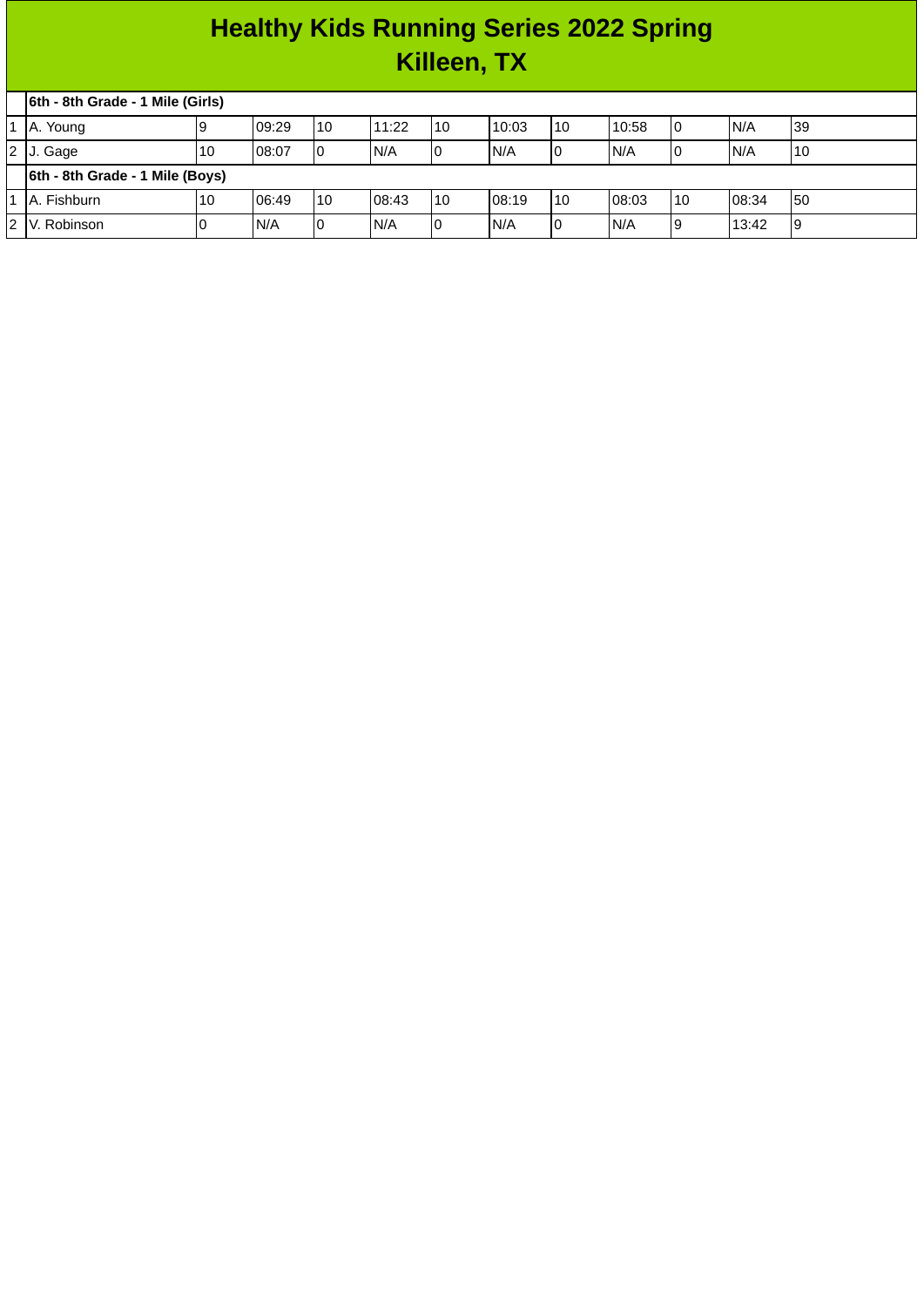# Healthy Kids Running Series 2022 Spring
## Killeen, TX

| | | | | | | | | | | | | |
|---|---|---|---|---|---|---|---|---|---|---|---|---|
| | **6th - 8th Grade - 1 Mile (Girls)** | | | | | | | | | | | |
| 1 | A. Young | 9 | 09:29 | 10 | 11:22 | 10 | 10:03 | 10 | 10:58 | 0 | N/A | 39 |
| 2 | J. Gage | 10 | 08:07 | 0 | N/A | 0 | N/A | 0 | N/A | 0 | N/A | 10 |
| | **6th - 8th Grade - 1 Mile (Boys)** | | | | | | | | | | | |
| 1 | A. Fishburn | 10 | 06:49 | 10 | 08:43 | 10 | 08:19 | 10 | 08:03 | 10 | 08:34 | 50 |
| 2 | V. Robinson | 0 | N/A | 0 | N/A | 0 | N/A | 0 | N/A | 9 | 13:42 | 9 |